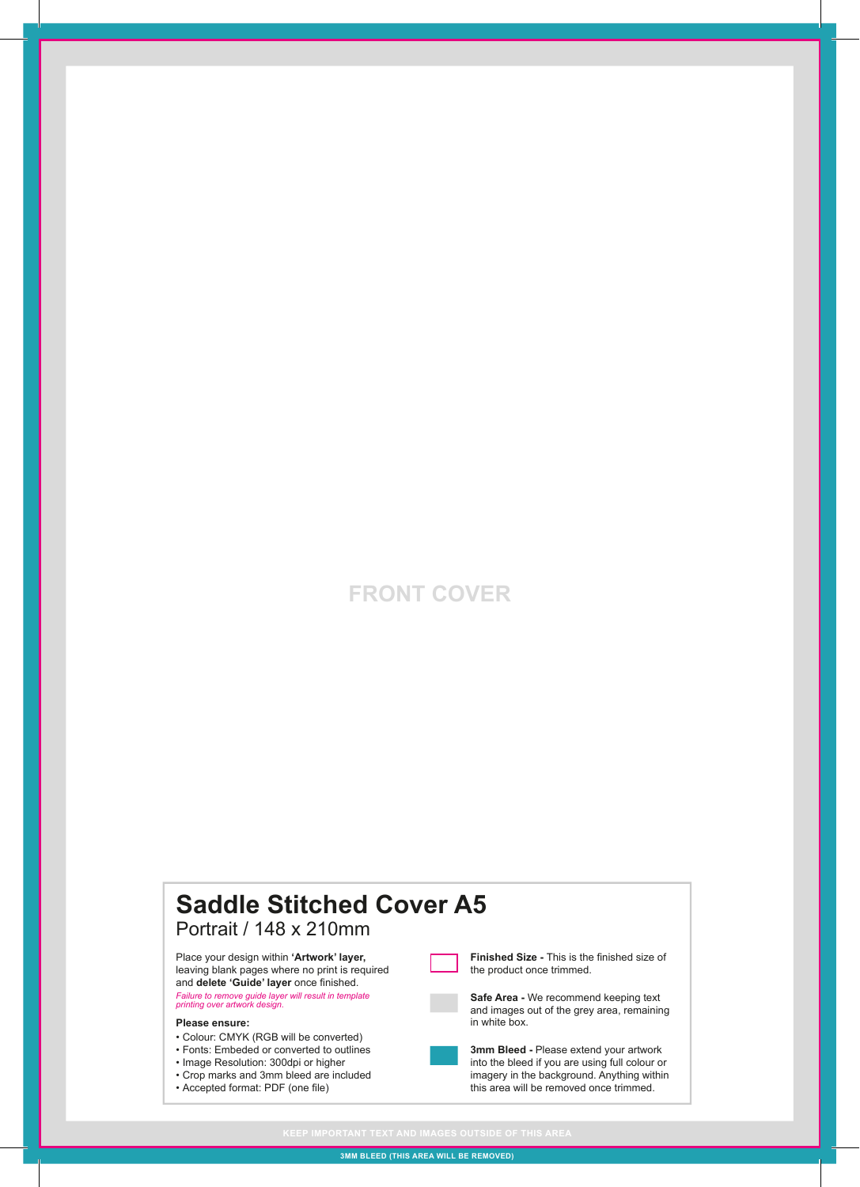FRONT COVER

# Saddle Stitched Cover A5

Portrait / 148 x 210mm

Place your design within **'Artwork' layer,** leaving blank pages where no print is required and **delete 'Guide' layer** once finished.

*Failure to remove guide layer will result in template printing over artwork design.*

**Please ensure:**

- Colour: CMYK (RGB will be converted)
- Fonts: Embeded or converted to outlines
- Image Resolution: 300dpi or higher
- Crop marks and 3mm bleed are included
- Accepted format: PDF (one file)

**Finished Size -** This is the finished size of the product once trimmed.

**Safe Area -** We recommend keeping text and images out of the grey area, remaining in white box.

**3mm Bleed -** Please extend your artwork into the bleed if you are using full colour or imagery in the background. Anything within this area will be removed once trimmed.

KEEP IMPORTANT TEXT AND IMAGES OUTSIDE OF THIS AREA

3MM BLEED (THIS AREA WILL BE REMOVED)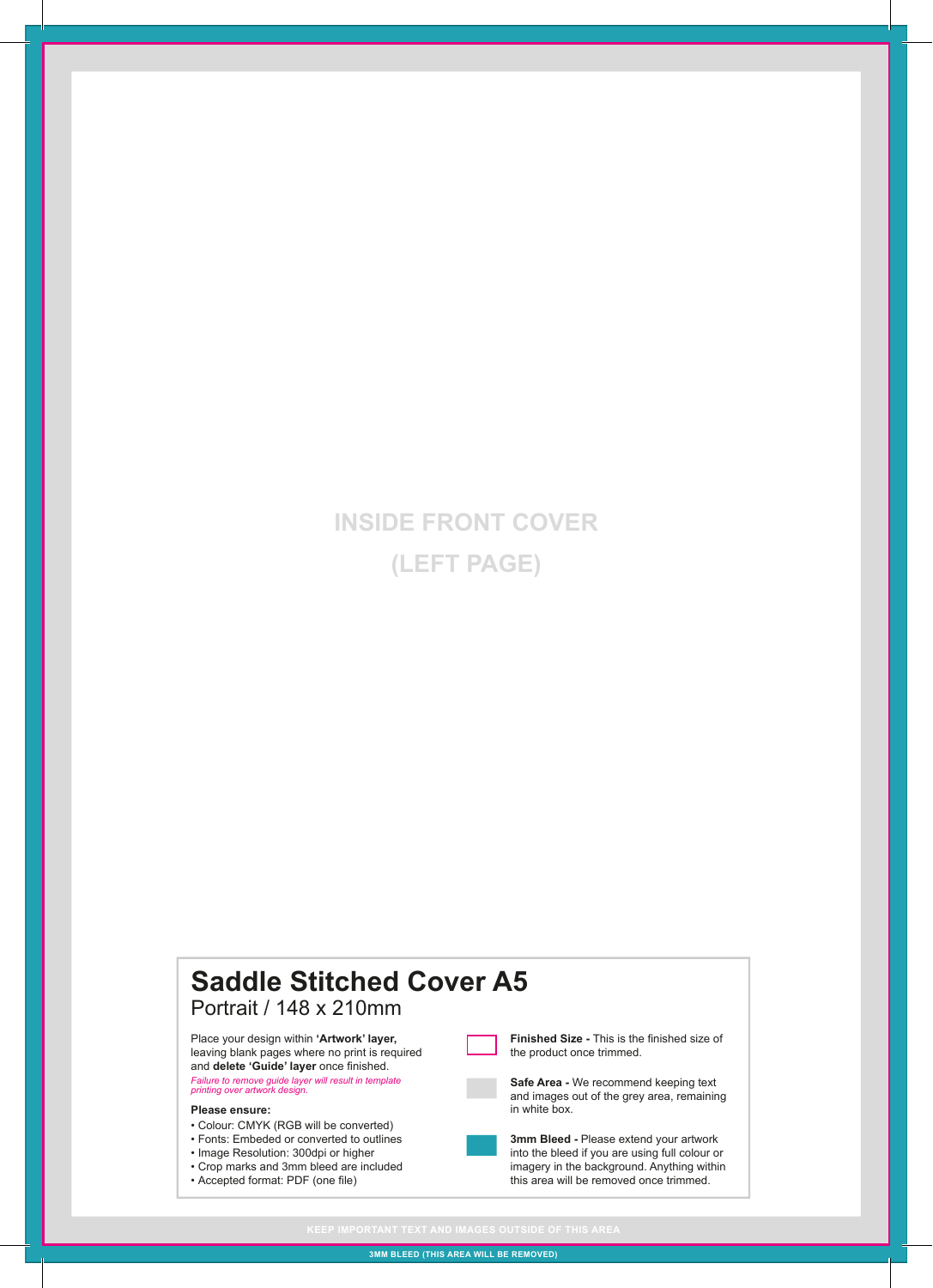INSIDE FRONT COVER

(LEFT PAGE)

# Saddle Stitched Cover A5

Portrait / 148 x 210mm

Place your design within **'Artwork' layer,** leaving blank pages where no print is required and **delete 'Guide' layer** once finished.

*Failure to remove guide layer will result in template printing over artwork design.*

**Please ensure:**

- Colour: CMYK (RGB will be converted)
- Fonts: Embeded or converted to outlines
- Image Resolution: 300dpi or higher
- Crop marks and 3mm bleed are included
- Accepted format: PDF (one file)

**Finished Size -** This is the finished size of the product once trimmed.

**Safe Area -** We recommend keeping text and images out of the grey area, remaining in white box.

**3mm Bleed -** Please extend your artwork into the bleed if you are using full colour or imagery in the background. Anything within this area will be removed once trimmed.

KEEP IMPORTANT TEXT AND IMAGES OUTSIDE OF THIS AREA

3MM BLEED (THIS AREA WILL BE REMOVED)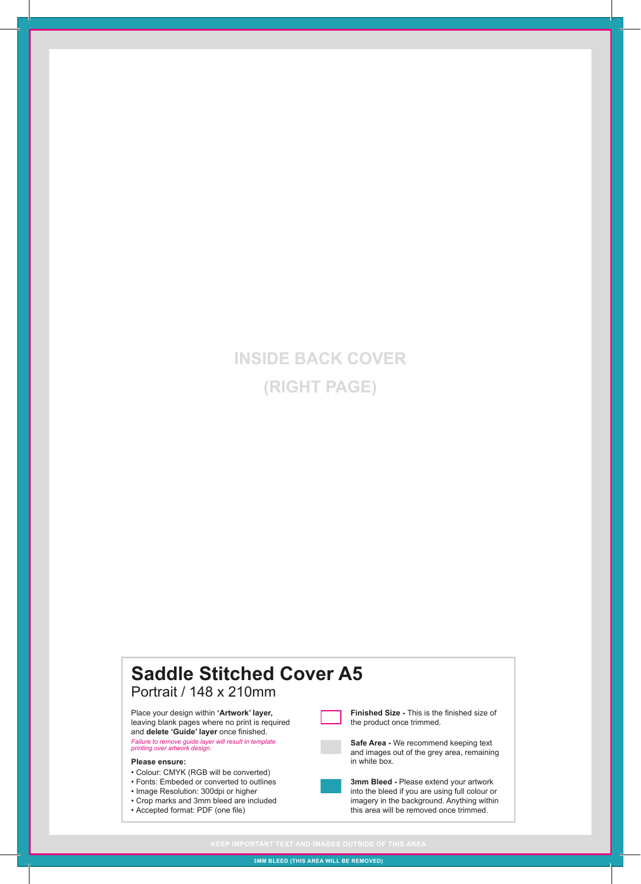INSIDE BACK COVER

(RIGHT PAGE)

# Saddle Stitched Cover A5

Portrait / 148 x 210mm

Place your design within **'Artwork' layer,** leaving blank pages where no print is required and **delete 'Guide' layer** once finished.

*Failure to remove guide layer will result in template printing over artwork design.*

**Please ensure:**

- Colour: CMYK (RGB will be converted)
- Fonts: Embeded or converted to outlines
- Image Resolution: 300dpi or higher
- Crop marks and 3mm bleed are included
- Accepted format: PDF (one file)

**Finished Size -** This is the finished size of the product once trimmed.

**Safe Area -** We recommend keeping text and images out of the grey area, remaining in white box.

**3mm Bleed -** Please extend your artwork into the bleed if you are using full colour or imagery in the background. Anything within this area will be removed once trimmed.

KEEP IMPORTANT TEXT AND IMAGES OUTSIDE OF THIS AREA

3MM BLEED (THIS AREA WILL BE REMOVED)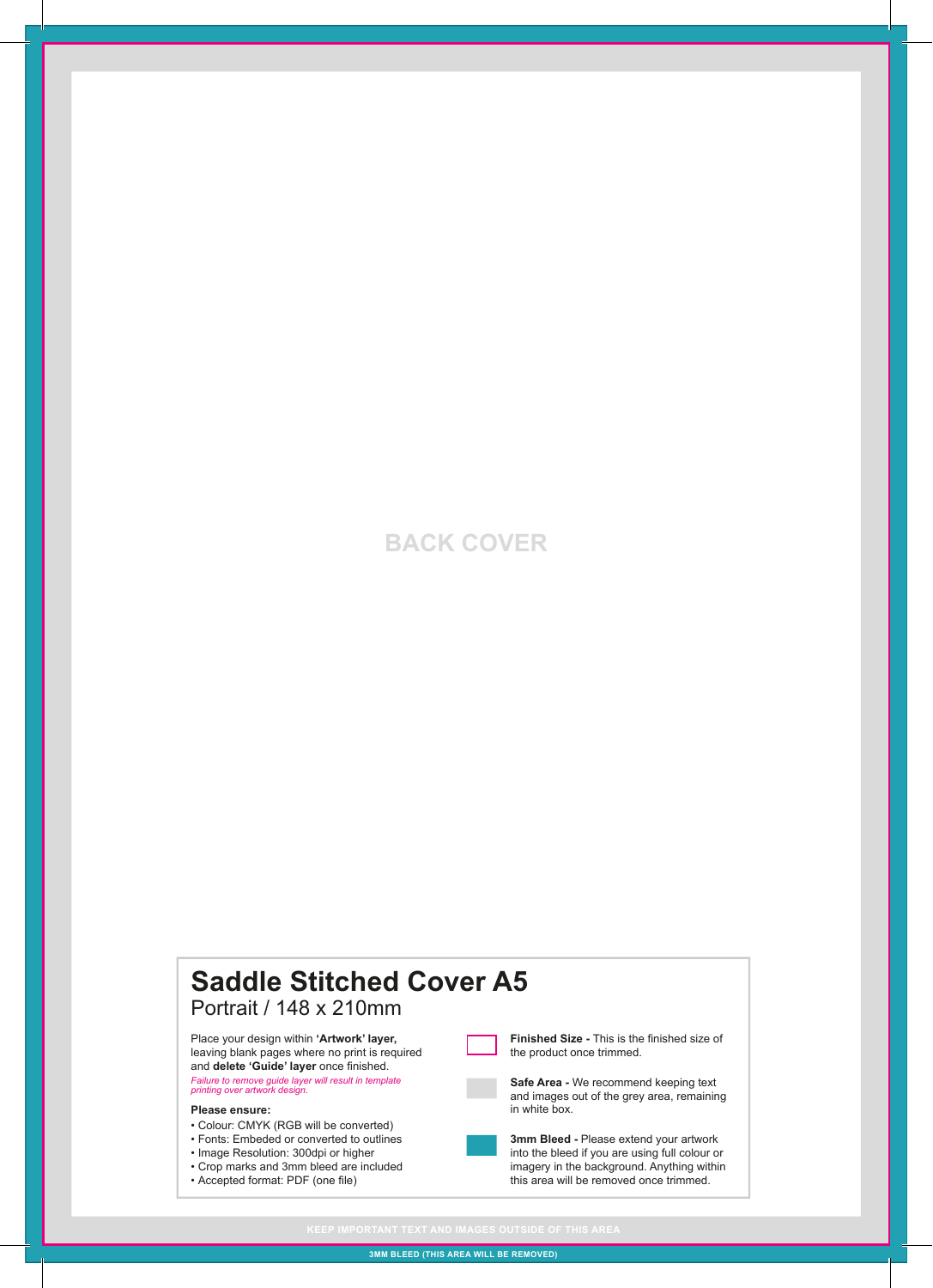BACK COVER

# Saddle Stitched Cover A5

Portrait / 148 x 210mm

Place your design within **'Artwork' layer,** leaving blank pages where no print is required and **delete 'Guide' layer** once finished.

*Failure to remove guide layer will result in template printing over artwork design.*

**Please ensure:**

- Colour: CMYK (RGB will be converted)
- Fonts: Embeded or converted to outlines
- Image Resolution: 300dpi or higher
- Crop marks and 3mm bleed are included
- Accepted format: PDF (one file)

**Finished Size -** This is the finished size of the product once trimmed.

**Safe Area -** We recommend keeping text and images out of the grey area, remaining in white box.

**3mm Bleed -** Please extend your artwork into the bleed if you are using full colour or imagery in the background. Anything within this area will be removed once trimmed.

KEEP IMPORTANT TEXT AND IMAGES OUTSIDE OF THIS AREA

3MM BLEED (THIS AREA WILL BE REMOVED)